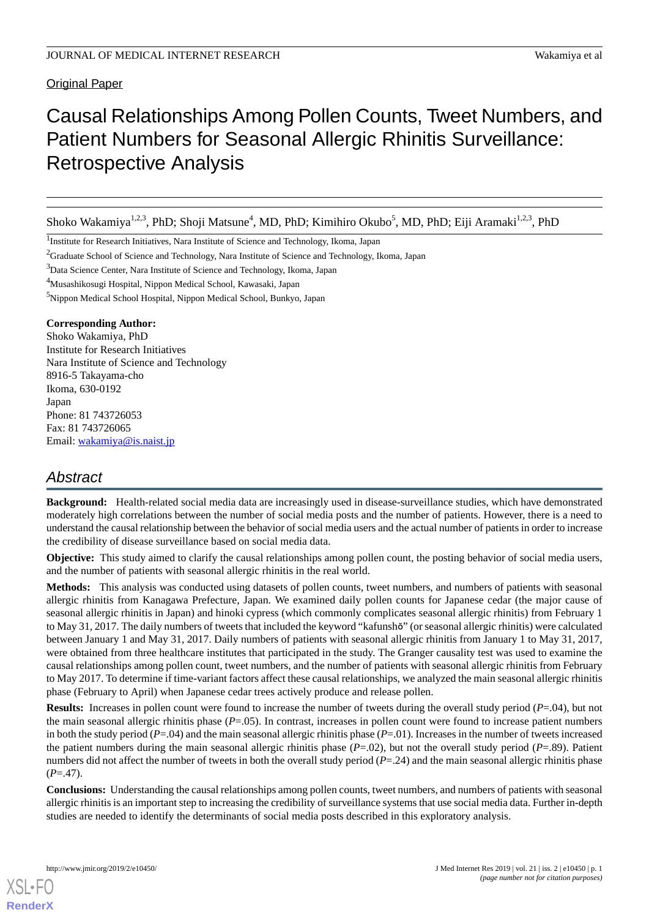Original Paper

# Causal Relationships Among Pollen Counts, Tweet Numbers, and Patient Numbers for Seasonal Allergic Rhinitis Surveillance: Retrospective Analysis

Shoko Wakamiya[1,2,3], PhD; Shoji Matsune[4], MD, PhD; Kimihiro Okubo[5], MD, PhD; Eiji Aramaki[1,2,3], PhD

[1]Institute for Research Initiatives, Nara Institute of Science and Technology, Ikoma, Japan

[2]Graduate School of Science and Technology, Nara Institute of Science and Technology, Ikoma, Japan

[3]Data Science Center, Nara Institute of Science and Technology, Ikoma, Japan

[4]Musashikosugi Hospital, Nippon Medical School, Kawasaki, Japan

[5]Nippon Medical School Hospital, Nippon Medical School, Bunkyo, Japan

**Corresponding Author:**
Shoko Wakamiya, PhD
Institute for Research Initiatives
Nara Institute of Science and Technology
8916-5 Takayama-cho
Ikoma, 630-0192
Japan
Phone: 81 743726053
Fax: 81 743726065
Email: wakamiya@is.naist.jp

## Abstract

**Background:** Health-related social media data are increasingly used in disease-surveillance studies, which have demonstrated moderately high correlations between the number of social media posts and the number of patients. However, there is a need to understand the causal relationship between the behavior of social media users and the actual number of patients in order to increase the credibility of disease surveillance based on social media data.

**Objective:** This study aimed to clarify the causal relationships among pollen count, the posting behavior of social media users, and the number of patients with seasonal allergic rhinitis in the real world.

**Methods:** This analysis was conducted using datasets of pollen counts, tweet numbers, and numbers of patients with seasonal allergic rhinitis from Kanagawa Prefecture, Japan. We examined daily pollen counts for Japanese cedar (the major cause of seasonal allergic rhinitis in Japan) and hinoki cypress (which commonly complicates seasonal allergic rhinitis) from February 1 to May 31, 2017. The daily numbers of tweets that included the keyword "kafunshō" (or seasonal allergic rhinitis) were calculated between January 1 and May 31, 2017. Daily numbers of patients with seasonal allergic rhinitis from January 1 to May 31, 2017, were obtained from three healthcare institutes that participated in the study. The Granger causality test was used to examine the causal relationships among pollen count, tweet numbers, and the number of patients with seasonal allergic rhinitis from February to May 2017. To determine if time-variant factors affect these causal relationships, we analyzed the main seasonal allergic rhinitis phase (February to April) when Japanese cedar trees actively produce and release pollen.

**Results:** Increases in pollen count were found to increase the number of tweets during the overall study period ($P$=.04), but not the main seasonal allergic rhinitis phase ($P$=.05). In contrast, increases in pollen count were found to increase patient numbers in both the study period ($P$=.04) and the main seasonal allergic rhinitis phase ($P$=.01). Increases in the number of tweets increased the patient numbers during the main seasonal allergic rhinitis phase ($P$=.02), but not the overall study period ($P$=.89). Patient numbers did not affect the number of tweets in both the overall study period ($P$=.24) and the main seasonal allergic rhinitis phase ($P$=.47).

**Conclusions:** Understanding the causal relationships among pollen counts, tweet numbers, and numbers of patients with seasonal allergic rhinitis is an important step to increasing the credibility of surveillance systems that use social media data. Further in-depth studies are needed to identify the determinants of social media posts described in this exploratory analysis.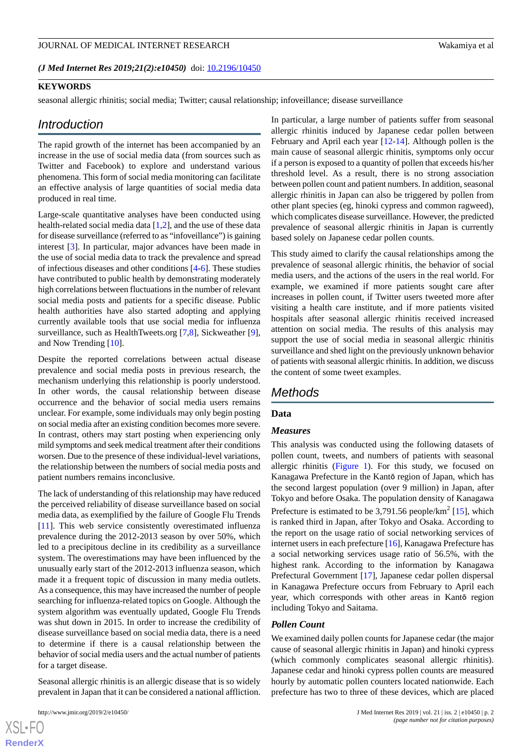(*J Med Internet Res 2019;21(2):e10450*) doi: 10.2196/10450

## KEYWORDS

seasonal allergic rhinitis; social media; Twitter; causal relationship; infoveillance; disease surveillance

## Introduction

The rapid growth of the internet has been accompanied by an increase in the use of social media data (from sources such as Twitter and Facebook) to explore and understand various phenomena. This form of social media monitoring can facilitate an effective analysis of large quantities of social media data produced in real time.

Large-scale quantitative analyses have been conducted using health-related social media data [1,2], and the use of these data for disease surveillance (referred to as "infoveillance") is gaining interest [3]. In particular, major advances have been made in the use of social media data to track the prevalence and spread of infectious diseases and other conditions [4-6]. These studies have contributed to public health by demonstrating moderately high correlations between fluctuations in the number of relevant social media posts and patients for a specific disease. Public health authorities have also started adopting and applying currently available tools that use social media for influenza surveillance, such as HealthTweets.org [7,8], Sickweather [9], and Now Trending [10].

Despite the reported correlations between actual disease prevalence and social media posts in previous research, the mechanism underlying this relationship is poorly understood. In other words, the causal relationship between disease occurrence and the behavior of social media users remains unclear. For example, some individuals may only begin posting on social media after an existing condition becomes more severe. In contrast, others may start posting when experiencing only mild symptoms and seek medical treatment after their conditions worsen. Due to the presence of these individual-level variations, the relationship between the numbers of social media posts and patient numbers remains inconclusive.

The lack of understanding of this relationship may have reduced the perceived reliability of disease surveillance based on social media data, as exemplified by the failure of Google Flu Trends [11]. This web service consistently overestimated influenza prevalence during the 2012-2013 season by over 50%, which led to a precipitous decline in its credibility as a surveillance system. The overestimations may have been influenced by the unusually early start of the 2012-2013 influenza season, which made it a frequent topic of discussion in many media outlets. As a consequence, this may have increased the number of people searching for influenza-related topics on Google. Although the system algorithm was eventually updated, Google Flu Trends was shut down in 2015. In order to increase the credibility of disease surveillance based on social media data, there is a need to determine if there is a causal relationship between the behavior of social media users and the actual number of patients for a target disease.

Seasonal allergic rhinitis is an allergic disease that is so widely prevalent in Japan that it can be considered a national affliction. In particular, a large number of patients suffer from seasonal allergic rhinitis induced by Japanese cedar pollen between February and April each year [12-14]. Although pollen is the main cause of seasonal allergic rhinitis, symptoms only occur if a person is exposed to a quantity of pollen that exceeds his/her threshold level. As a result, there is no strong association between pollen count and patient numbers. In addition, seasonal allergic rhinitis in Japan can also be triggered by pollen from other plant species (eg, hinoki cypress and common ragweed), which complicates disease surveillance. However, the predicted prevalence of seasonal allergic rhinitis in Japan is currently based solely on Japanese cedar pollen counts.

This study aimed to clarify the causal relationships among the prevalence of seasonal allergic rhinitis, the behavior of social media users, and the actions of the users in the real world. For example, we examined if more patients sought care after increases in pollen count, if Twitter users tweeted more after visiting a health care institute, and if more patients visited hospitals after seasonal allergic rhinitis received increased attention on social media. The results of this analysis may support the use of social media in seasonal allergic rhinitis surveillance and shed light on the previously unknown behavior of patients with seasonal allergic rhinitis. In addition, we discuss the content of some tweet examples.

## Methods

### Data

#### *Measures*

This analysis was conducted using the following datasets of pollen count, tweets, and numbers of patients with seasonal allergic rhinitis (Figure 1). For this study, we focused on Kanagawa Prefecture in the Kantō region of Japan, which has the second largest population (over 9 million) in Japan, after Tokyo and before Osaka. The population density of Kanagawa Prefecture is estimated to be 3,791.56 people/km$^2$ [15], which is ranked third in Japan, after Tokyo and Osaka. According to the report on the usage ratio of social networking services of internet users in each prefecture [16], Kanagawa Prefecture has a social networking services usage ratio of 56.5%, with the highest rank. According to the information by Kanagawa Prefectural Government [17], Japanese cedar pollen dispersal in Kanagawa Prefecture occurs from February to April each year, which corresponds with other areas in Kantō region including Tokyo and Saitama.

#### *Pollen Count*

We examined daily pollen counts for Japanese cedar (the major cause of seasonal allergic rhinitis in Japan) and hinoki cypress (which commonly complicates seasonal allergic rhinitis). Japanese cedar and hinoki cypress pollen counts are measured hourly by automatic pollen counters located nationwide. Each prefecture has two to three of these devices, which are placed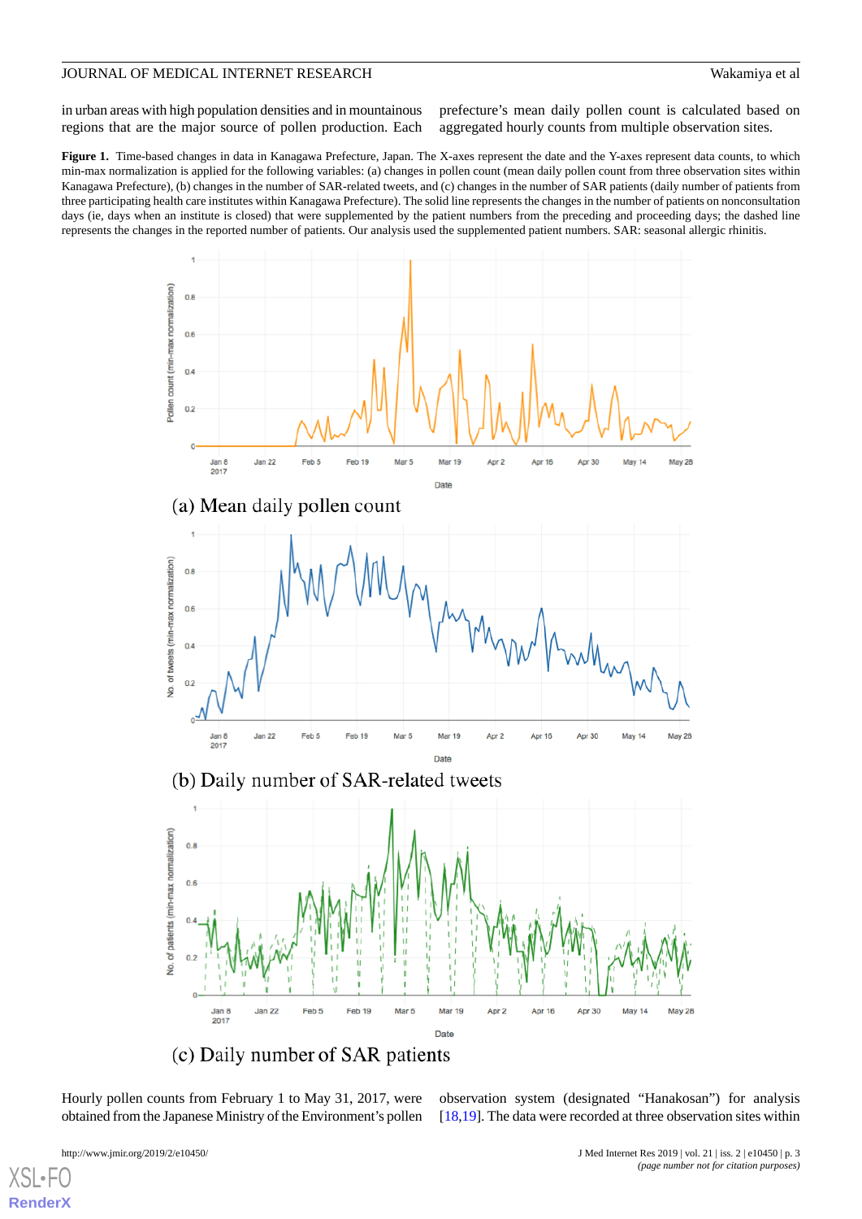in urban areas with high population densities and in mountainous regions that are the major source of pollen production. Each prefecture's mean daily pollen count is calculated based on aggregated hourly counts from multiple observation sites.

**Figure 1.** Time-based changes in data in Kanagawa Prefecture, Japan. The X-axes represent the date and the Y-axes represent data counts, to which min-max normalization is applied for the following variables: (a) changes in pollen count (mean daily pollen count from three observation sites within Kanagawa Prefecture), (b) changes in the number of SAR-related tweets, and (c) changes in the number of SAR patients (daily number of patients from three participating health care institutes within Kanagawa Prefecture). The solid line represents the changes in the number of patients on nonconsultation days (ie, days when an institute is closed) that were supplemented by the patient numbers from the preceding and proceeding days; the dashed line represents the changes in the reported number of patients. Our analysis used the supplemented patient numbers. SAR: seasonal allergic rhinitis.

(a) Mean daily pollen count

(b) Daily number of SAR-related tweets

(c) Daily number of SAR patients

Hourly pollen counts from February 1 to May 31, 2017, were obtained from the Japanese Ministry of the Environment's pollen observation system (designated "Hanakosan") for analysis [18,19]. The data were recorded at three observation sites within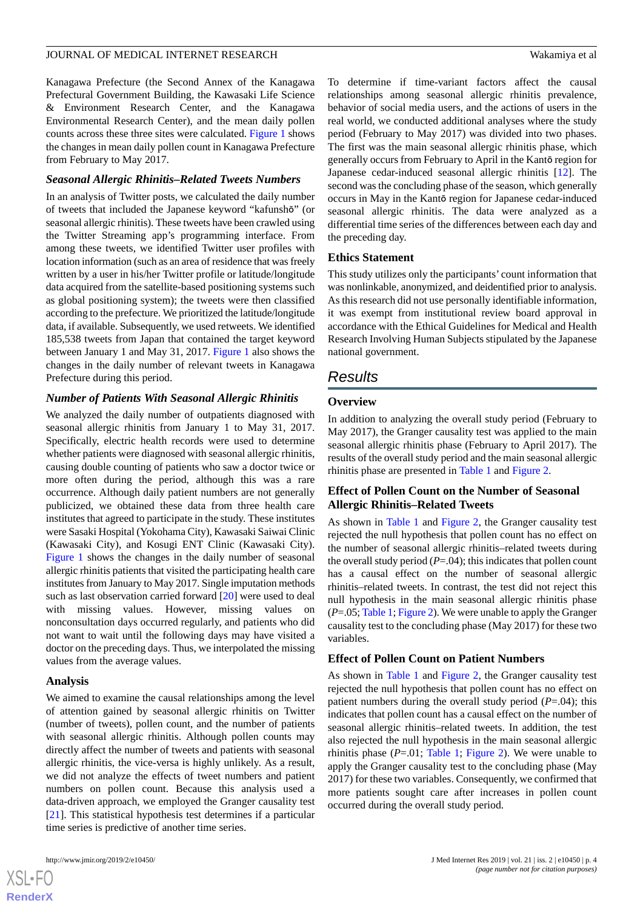Kanagawa Prefecture (the Second Annex of the Kanagawa Prefectural Government Building, the Kawasaki Life Science & Environment Research Center, and the Kanagawa Environmental Research Center), and the mean daily pollen counts across these three sites were calculated. Figure 1 shows the changes in mean daily pollen count in Kanagawa Prefecture from February to May 2017.

### Seasonal Allergic Rhinitis–Related Tweets Numbers

In an analysis of Twitter posts, we calculated the daily number of tweets that included the Japanese keyword "kafunshō" (or seasonal allergic rhinitis). These tweets have been crawled using the Twitter Streaming app's programming interface. From among these tweets, we identified Twitter user profiles with location information (such as an area of residence that was freely written by a user in his/her Twitter profile or latitude/longitude data acquired from the satellite-based positioning systems such as global positioning system); the tweets were then classified according to the prefecture. We prioritized the latitude/longitude data, if available. Subsequently, we used retweets. We identified 185,538 tweets from Japan that contained the target keyword between January 1 and May 31, 2017. Figure 1 also shows the changes in the daily number of relevant tweets in Kanagawa Prefecture during this period.

### Number of Patients With Seasonal Allergic Rhinitis

We analyzed the daily number of outpatients diagnosed with seasonal allergic rhinitis from January 1 to May 31, 2017. Specifically, electric health records were used to determine whether patients were diagnosed with seasonal allergic rhinitis, causing double counting of patients who saw a doctor twice or more often during the period, although this was a rare occurrence. Although daily patient numbers are not generally publicized, we obtained these data from three health care institutes that agreed to participate in the study. These institutes were Sasaki Hospital (Yokohama City), Kawasaki Saiwai Clinic (Kawasaki City), and Kosugi ENT Clinic (Kawasaki City). Figure 1 shows the changes in the daily number of seasonal allergic rhinitis patients that visited the participating health care institutes from January to May 2017. Single imputation methods such as last observation carried forward [20] were used to deal with missing values. However, missing values on nonconsultation days occurred regularly, and patients who did not want to wait until the following days may have visited a doctor on the preceding days. Thus, we interpolated the missing values from the average values.

### Analysis

We aimed to examine the causal relationships among the level of attention gained by seasonal allergic rhinitis on Twitter (number of tweets), pollen count, and the number of patients with seasonal allergic rhinitis. Although pollen counts may directly affect the number of tweets and patients with seasonal allergic rhinitis, the vice-versa is highly unlikely. As a result, we did not analyze the effects of tweet numbers and patient numbers on pollen count. Because this analysis used a data-driven approach, we employed the Granger causality test [21]. This statistical hypothesis test determines if a particular time series is predictive of another time series.

To determine if time-variant factors affect the causal relationships among seasonal allergic rhinitis prevalence, behavior of social media users, and the actions of users in the real world, we conducted additional analyses where the study period (February to May 2017) was divided into two phases. The first was the main seasonal allergic rhinitis phase, which generally occurs from February to April in the Kantō region for Japanese cedar-induced seasonal allergic rhinitis [12]. The second was the concluding phase of the season, which generally occurs in May in the Kantō region for Japanese cedar-induced seasonal allergic rhinitis. The data were analyzed as a differential time series of the differences between each day and the preceding day.

### Ethics Statement

This study utilizes only the participants' count information that was nonlinkable, anonymized, and deidentified prior to analysis. As this research did not use personally identifiable information, it was exempt from institutional review board approval in accordance with the Ethical Guidelines for Medical and Health Research Involving Human Subjects stipulated by the Japanese national government.

## Results

### Overview

In addition to analyzing the overall study period (February to May 2017), the Granger causality test was applied to the main seasonal allergic rhinitis phase (February to April 2017). The results of the overall study period and the main seasonal allergic rhinitis phase are presented in Table 1 and Figure 2.

### Effect of Pollen Count on the Number of Seasonal Allergic Rhinitis–Related Tweets

As shown in Table 1 and Figure 2, the Granger causality test rejected the null hypothesis that pollen count has no effect on the number of seasonal allergic rhinitis–related tweets during the overall study period ($P$=.04); this indicates that pollen count has a causal effect on the number of seasonal allergic rhinitis–related tweets. In contrast, the test did not reject this null hypothesis in the main seasonal allergic rhinitis phase ($P$=.05; Table 1; Figure 2). We were unable to apply the Granger causality test to the concluding phase (May 2017) for these two variables.

### Effect of Pollen Count on Patient Numbers

As shown in Table 1 and Figure 2, the Granger causality test rejected the null hypothesis that pollen count has no effect on patient numbers during the overall study period ($P$=.04); this indicates that pollen count has a causal effect on the number of seasonal allergic rhinitis–related tweets. In addition, the test also rejected the null hypothesis in the main seasonal allergic rhinitis phase ($P$=.01; Table 1; Figure 2). We were unable to apply the Granger causality test to the concluding phase (May 2017) for these two variables. Consequently, we confirmed that more patients sought care after increases in pollen count occurred during the overall study period.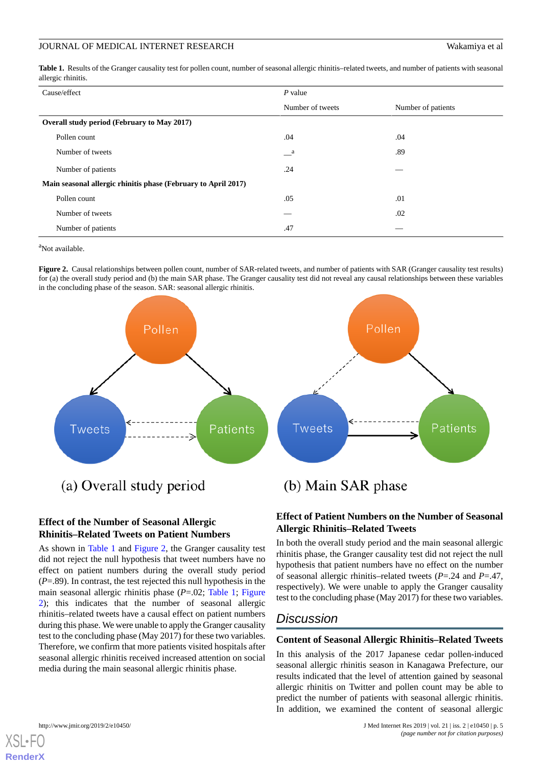**Table 1.** Results of the Granger causality test for pollen count, number of seasonal allergic rhinitis–related tweets, and number of patients with seasonal allergic rhinitis.

| Cause/effect | *P* value | |
|---|---|---|
| | Number of tweets | Number of patients |
| **Overall study period (February to May 2017)** | | |
| Pollen count | .04 | .04 |
| Number of tweets | —[a] | .89 |
| Number of patients | .24 | — |
| **Main seasonal allergic rhinitis phase (February to April 2017)** | | |
| Pollen count | .05 | .01 |
| Number of tweets | — | .02 |
| Number of patients | .47 | — |

[a]Not available.

**Figure 2.** Causal relationships between pollen count, number of SAR-related tweets, and number of patients with SAR (Granger causality test results) for (a) the overall study period and (b) the main SAR phase. The Granger causality test did not reveal any causal relationships between these variables in the concluding phase of the season. SAR: seasonal allergic rhinitis.

### Effect of the Number of Seasonal Allergic Rhinitis–Related Tweets on Patient Numbers

As shown in Table 1 and Figure 2, the Granger causality test did not reject the null hypothesis that tweet numbers have no effect on patient numbers during the overall study period ($P$=.89). In contrast, the test rejected this null hypothesis in the main seasonal allergic rhinitis phase ($P$=.02; Table 1; Figure 2); this indicates that the number of seasonal allergic rhinitis–related tweets have a causal effect on patient numbers during this phase. We were unable to apply the Granger causality test to the concluding phase (May 2017) for these two variables. Therefore, we confirm that more patients visited hospitals after seasonal allergic rhinitis received increased attention on social media during the main seasonal allergic rhinitis phase.

### Effect of Patient Numbers on the Number of Seasonal Allergic Rhinitis–Related Tweets

In both the overall study period and the main seasonal allergic rhinitis phase, the Granger causality test did not reject the null hypothesis that patient numbers have no effect on the number of seasonal allergic rhinitis–related tweets ($P$=.24 and $P$=.47, respectively). We were unable to apply the Granger causality test to the concluding phase (May 2017) for these two variables.

## Discussion

### Content of Seasonal Allergic Rhinitis–Related Tweets

In this analysis of the 2017 Japanese cedar pollen-induced seasonal allergic rhinitis season in Kanagawa Prefecture, our results indicated that the level of attention gained by seasonal allergic rhinitis on Twitter and pollen count may be able to predict the number of patients with seasonal allergic rhinitis. In addition, we examined the content of seasonal allergic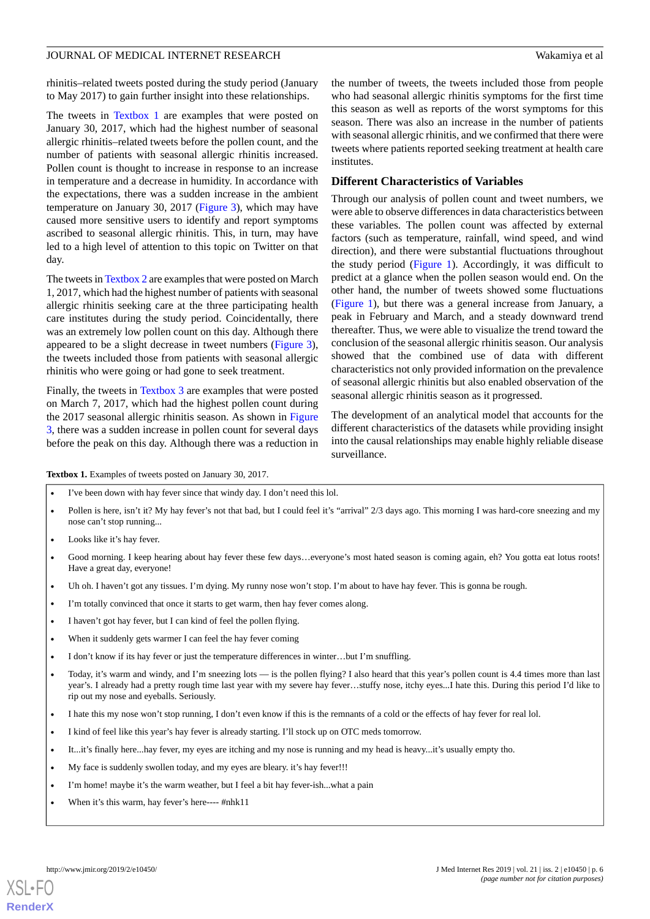rhinitis–related tweets posted during the study period (January to May 2017) to gain further insight into these relationships.

The tweets in Textbox 1 are examples that were posted on January 30, 2017, which had the highest number of seasonal allergic rhinitis–related tweets before the pollen count, and the number of patients with seasonal allergic rhinitis increased. Pollen count is thought to increase in response to an increase in temperature and a decrease in humidity. In accordance with the expectations, there was a sudden increase in the ambient temperature on January 30, 2017 (Figure 3), which may have caused more sensitive users to identify and report symptoms ascribed to seasonal allergic rhinitis. This, in turn, may have led to a high level of attention to this topic on Twitter on that day.

The tweets in Textbox 2 are examples that were posted on March 1, 2017, which had the highest number of patients with seasonal allergic rhinitis seeking care at the three participating health care institutes during the study period. Coincidentally, there was an extremely low pollen count on this day. Although there appeared to be a slight decrease in tweet numbers (Figure 3), the tweets included those from patients with seasonal allergic rhinitis who were going or had gone to seek treatment.

Finally, the tweets in Textbox 3 are examples that were posted on March 7, 2017, which had the highest pollen count during the 2017 seasonal allergic rhinitis season. As shown in Figure 3, there was a sudden increase in pollen count for several days before the peak on this day. Although there was a reduction in the number of tweets, the tweets included those from people who had seasonal allergic rhinitis symptoms for the first time this season as well as reports of the worst symptoms for this season. There was also an increase in the number of patients with seasonal allergic rhinitis, and we confirmed that there were tweets where patients reported seeking treatment at health care institutes.

## Different Characteristics of Variables

Through our analysis of pollen count and tweet numbers, we were able to observe differences in data characteristics between these variables. The pollen count was affected by external factors (such as temperature, rainfall, wind speed, and wind direction), and there were substantial fluctuations throughout the study period (Figure 1). Accordingly, it was difficult to predict at a glance when the pollen season would end. On the other hand, the number of tweets showed some fluctuations (Figure 1), but there was a general increase from January, a peak in February and March, and a steady downward trend thereafter. Thus, we were able to visualize the trend toward the conclusion of the seasonal allergic rhinitis season. Our analysis showed that the combined use of data with different characteristics not only provided information on the prevalence of seasonal allergic rhinitis but also enabled observation of the seasonal allergic rhinitis season as it progressed.

The development of an analytical model that accounts for the different characteristics of the datasets while providing insight into the causal relationships may enable highly reliable disease surveillance.

**Textbox 1.** Examples of tweets posted on January 30, 2017.

- I've been down with hay fever since that windy day. I don't need this lol.
- Pollen is here, isn't it? My hay fever's not that bad, but I could feel it's "arrival" 2/3 days ago. This morning I was hard-core sneezing and my nose can't stop running...
- Looks like it's hay fever.
- Good morning. I keep hearing about hay fever these few days…everyone's most hated season is coming again, eh? You gotta eat lotus roots! Have a great day, everyone!
- Uh oh. I haven't got any tissues. I'm dying. My runny nose won't stop. I'm about to have hay fever. This is gonna be rough.
- I'm totally convinced that once it starts to get warm, then hay fever comes along.
- I haven't got hay fever, but I can kind of feel the pollen flying.
- When it suddenly gets warmer I can feel the hay fever coming
- I don't know if its hay fever or just the temperature differences in winter…but I'm snuffling.
- Today, it's warm and windy, and I'm sneezing lots — is the pollen flying? I also heard that this year's pollen count is 4.4 times more than last year's. I already had a pretty rough time last year with my severe hay fever…stuffy nose, itchy eyes...I hate this. During this period I'd like to rip out my nose and eyeballs. Seriously.
- I hate this my nose won't stop running, I don't even know if this is the remnants of a cold or the effects of hay fever for real lol.
- I kind of feel like this year's hay fever is already starting. I'll stock up on OTC meds tomorrow.
- It...it's finally here...hay fever, my eyes are itching and my nose is running and my head is heavy...it's usually empty tho.
- My face is suddenly swollen today, and my eyes are bleary. it's hay fever!!!
- I'm home! maybe it's the warm weather, but I feel a bit hay fever-ish...what a pain
- When it's this warm, hay fever's here---- #nhk11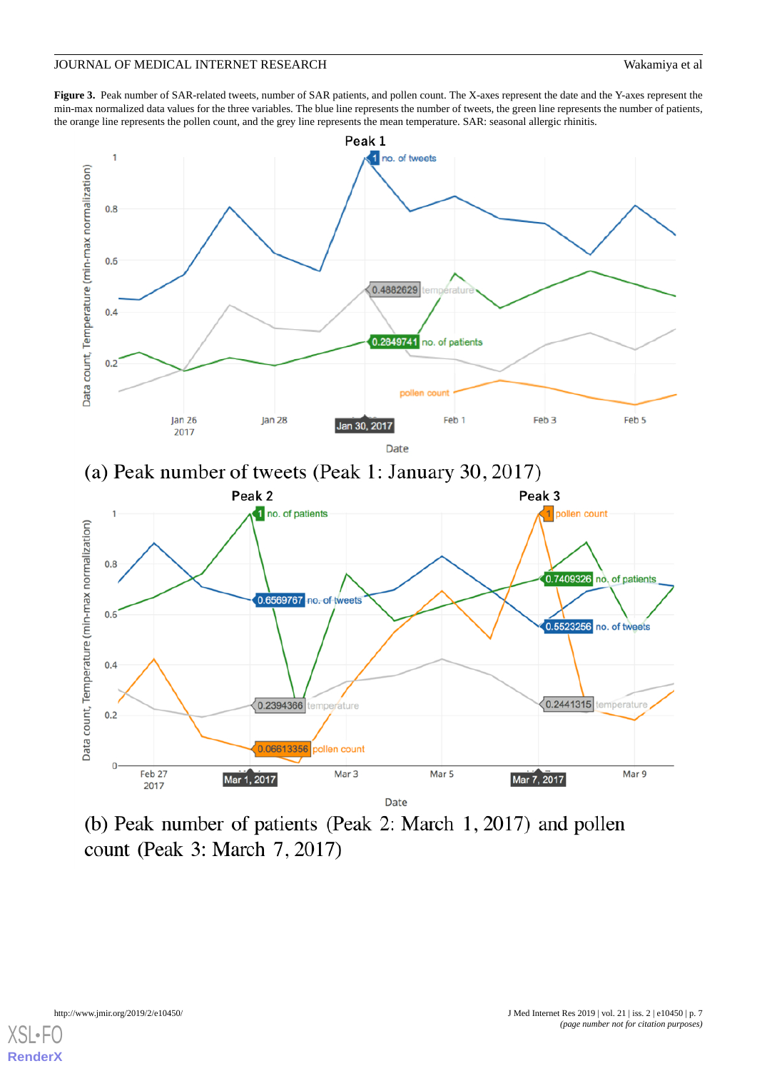**Figure 3.** Peak number of SAR-related tweets, number of SAR patients, and pollen count. The X-axes represent the date and the Y-axes represent the min-max normalized data values for the three variables. The blue line represents the number of tweets, the green line represents the number of patients, the orange line represents the pollen count, and the grey line represents the mean temperature. SAR: seasonal allergic rhinitis.

(a) Peak number of tweets (Peak 1: January 30, 2017)

(b) Peak number of patients (Peak 2: March 1, 2017) and pollen count (Peak 3: March 7, 2017)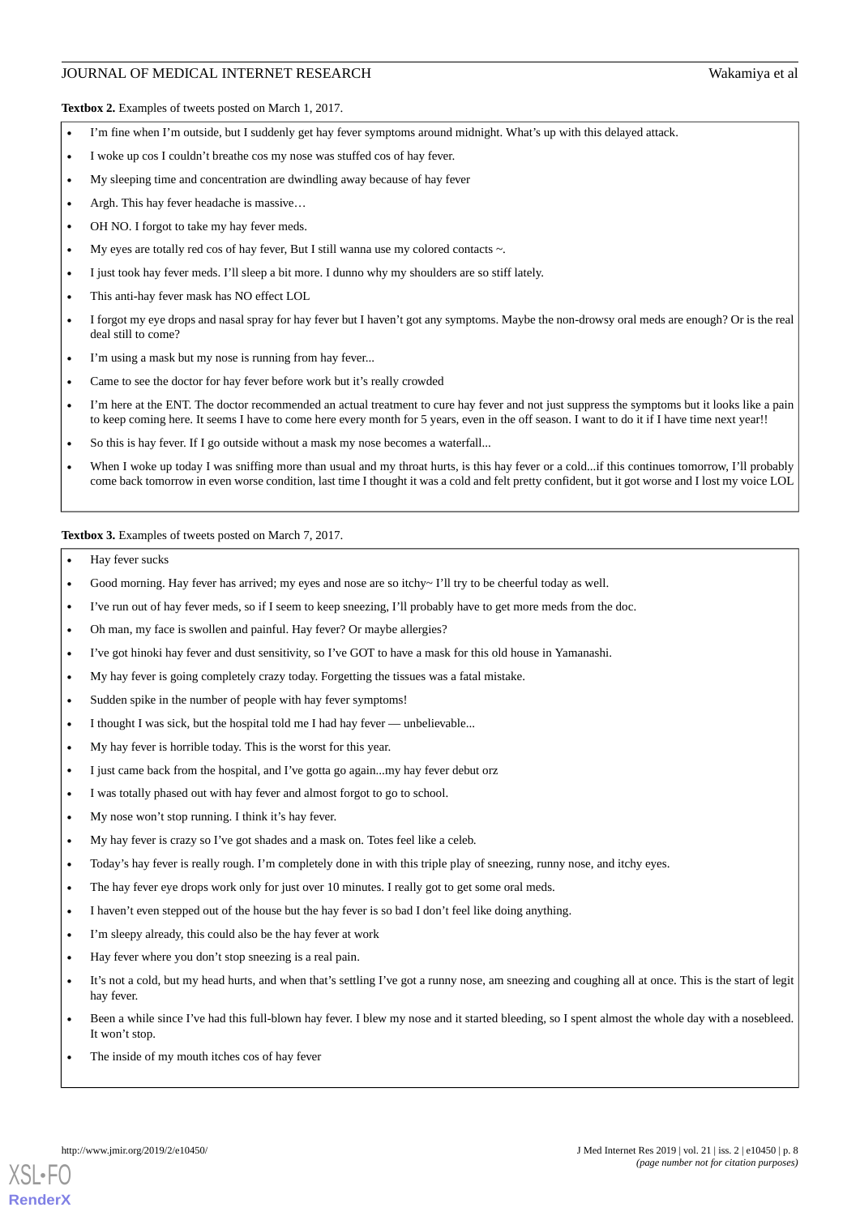**Textbox 2.** Examples of tweets posted on March 1, 2017.

- I'm fine when I'm outside, but I suddenly get hay fever symptoms around midnight. What's up with this delayed attack.
- I woke up cos I couldn't breathe cos my nose was stuffed cos of hay fever.
- My sleeping time and concentration are dwindling away because of hay fever
- Argh. This hay fever headache is massive…
- OH NO. I forgot to take my hay fever meds.
- My eyes are totally red cos of hay fever, But I still wanna use my colored contacts ~.
- I just took hay fever meds. I'll sleep a bit more. I dunno why my shoulders are so stiff lately.
- This anti-hay fever mask has NO effect LOL
- I forgot my eye drops and nasal spray for hay fever but I haven't got any symptoms. Maybe the non-drowsy oral meds are enough? Or is the real deal still to come?
- I'm using a mask but my nose is running from hay fever...
- Came to see the doctor for hay fever before work but it's really crowded
- I'm here at the ENT. The doctor recommended an actual treatment to cure hay fever and not just suppress the symptoms but it looks like a pain to keep coming here. It seems I have to come here every month for 5 years, even in the off season. I want to do it if I have time next year!!
- So this is hay fever. If I go outside without a mask my nose becomes a waterfall...
- When I woke up today I was sniffing more than usual and my throat hurts, is this hay fever or a cold...if this continues tomorrow, I'll probably come back tomorrow in even worse condition, last time I thought it was a cold and felt pretty confident, but it got worse and I lost my voice LOL

**Textbox 3.** Examples of tweets posted on March 7, 2017.

- Hay fever sucks
- Good morning. Hay fever has arrived; my eyes and nose are so itchy~ I'll try to be cheerful today as well.
- I've run out of hay fever meds, so if I seem to keep sneezing, I'll probably have to get more meds from the doc.
- Oh man, my face is swollen and painful. Hay fever? Or maybe allergies?
- I've got hinoki hay fever and dust sensitivity, so I've GOT to have a mask for this old house in Yamanashi.
- My hay fever is going completely crazy today. Forgetting the tissues was a fatal mistake.
- Sudden spike in the number of people with hay fever symptoms!
- I thought I was sick, but the hospital told me I had hay fever — unbelievable...
- My hay fever is horrible today. This is the worst for this year.
- I just came back from the hospital, and I've gotta go again...my hay fever debut orz
- I was totally phased out with hay fever and almost forgot to go to school.
- My nose won't stop running. I think it's hay fever.
- My hay fever is crazy so I've got shades and a mask on. Totes feel like a celeb.
- Today's hay fever is really rough. I'm completely done in with this triple play of sneezing, runny nose, and itchy eyes.
- The hay fever eye drops work only for just over 10 minutes. I really got to get some oral meds.
- I haven't even stepped out of the house but the hay fever is so bad I don't feel like doing anything.
- I'm sleepy already, this could also be the hay fever at work
- Hay fever where you don't stop sneezing is a real pain.
- It's not a cold, but my head hurts, and when that's settling I've got a runny nose, am sneezing and coughing all at once. This is the start of legit hay fever.
- Been a while since I've had this full-blown hay fever. I blew my nose and it started bleeding, so I spent almost the whole day with a nosebleed. It won't stop.
- The inside of my mouth itches cos of hay fever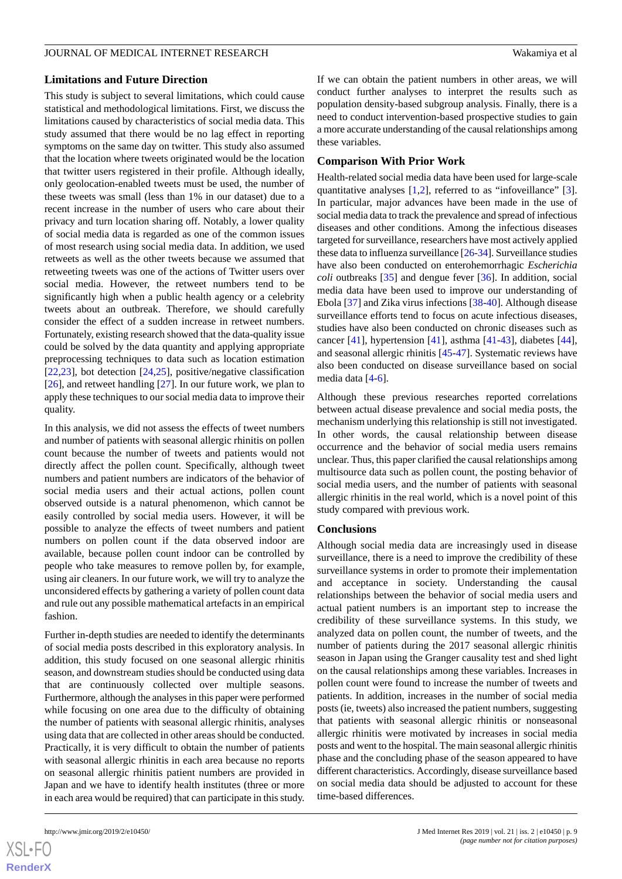### Limitations and Future Direction

This study is subject to several limitations, which could cause statistical and methodological limitations. First, we discuss the limitations caused by characteristics of social media data. This study assumed that there would be no lag effect in reporting symptoms on the same day on twitter. This study also assumed that the location where tweets originated would be the location that twitter users registered in their profile. Although ideally, only geolocation-enabled tweets must be used, the number of these tweets was small (less than 1% in our dataset) due to a recent increase in the number of users who care about their privacy and turn location sharing off. Notably, a lower quality of social media data is regarded as one of the common issues of most research using social media data. In addition, we used retweets as well as the other tweets because we assumed that retweeting tweets was one of the actions of Twitter users over social media. However, the retweet numbers tend to be significantly high when a public health agency or a celebrity tweets about an outbreak. Therefore, we should carefully consider the effect of a sudden increase in retweet numbers. Fortunately, existing research showed that the data-quality issue could be solved by the data quantity and applying appropriate preprocessing techniques to data such as location estimation [22,23], bot detection [24,25], positive/negative classification [26], and retweet handling [27]. In our future work, we plan to apply these techniques to our social media data to improve their quality.

In this analysis, we did not assess the effects of tweet numbers and number of patients with seasonal allergic rhinitis on pollen count because the number of tweets and patients would not directly affect the pollen count. Specifically, although tweet numbers and patient numbers are indicators of the behavior of social media users and their actual actions, pollen count observed outside is a natural phenomenon, which cannot be easily controlled by social media users. However, it will be possible to analyze the effects of tweet numbers and patient numbers on pollen count if the data observed indoor are available, because pollen count indoor can be controlled by people who take measures to remove pollen by, for example, using air cleaners. In our future work, we will try to analyze the unconsidered effects by gathering a variety of pollen count data and rule out any possible mathematical artefacts in an empirical fashion.

Further in-depth studies are needed to identify the determinants of social media posts described in this exploratory analysis. In addition, this study focused on one seasonal allergic rhinitis season, and downstream studies should be conducted using data that are continuously collected over multiple seasons. Furthermore, although the analyses in this paper were performed while focusing on one area due to the difficulty of obtaining the number of patients with seasonal allergic rhinitis, analyses using data that are collected in other areas should be conducted. Practically, it is very difficult to obtain the number of patients with seasonal allergic rhinitis in each area because no reports on seasonal allergic rhinitis patient numbers are provided in Japan and we have to identify health institutes (three or more in each area would be required) that can participate in this study. If we can obtain the patient numbers in other areas, we will conduct further analyses to interpret the results such as population density-based subgroup analysis. Finally, there is a need to conduct intervention-based prospective studies to gain a more accurate understanding of the causal relationships among these variables.

### Comparison With Prior Work

Health-related social media data have been used for large-scale quantitative analyses [1,2], referred to as "infoveillance" [3]. In particular, major advances have been made in the use of social media data to track the prevalence and spread of infectious diseases and other conditions. Among the infectious diseases targeted for surveillance, researchers have most actively applied these data to influenza surveillance [26-34]. Surveillance studies have also been conducted on enterohemorrhagic *Escherichia coli* outbreaks [35] and dengue fever [36]. In addition, social media data have been used to improve our understanding of Ebola [37] and Zika virus infections [38-40]. Although disease surveillance efforts tend to focus on acute infectious diseases, studies have also been conducted on chronic diseases such as cancer [41], hypertension [41], asthma [41-43], diabetes [44], and seasonal allergic rhinitis [45-47]. Systematic reviews have also been conducted on disease surveillance based on social media data [4-6].

Although these previous researches reported correlations between actual disease prevalence and social media posts, the mechanism underlying this relationship is still not investigated. In other words, the causal relationship between disease occurrence and the behavior of social media users remains unclear. Thus, this paper clarified the causal relationships among multisource data such as pollen count, the posting behavior of social media users, and the number of patients with seasonal allergic rhinitis in the real world, which is a novel point of this study compared with previous work.

### Conclusions

Although social media data are increasingly used in disease surveillance, there is a need to improve the credibility of these surveillance systems in order to promote their implementation and acceptance in society. Understanding the causal relationships between the behavior of social media users and actual patient numbers is an important step to increase the credibility of these surveillance systems. In this study, we analyzed data on pollen count, the number of tweets, and the number of patients during the 2017 seasonal allergic rhinitis season in Japan using the Granger causality test and shed light on the causal relationships among these variables. Increases in pollen count were found to increase the number of tweets and patients. In addition, increases in the number of social media posts (ie, tweets) also increased the patient numbers, suggesting that patients with seasonal allergic rhinitis or nonseasonal allergic rhinitis were motivated by increases in social media posts and went to the hospital. The main seasonal allergic rhinitis phase and the concluding phase of the season appeared to have different characteristics. Accordingly, disease surveillance based on social media data should be adjusted to account for these time-based differences.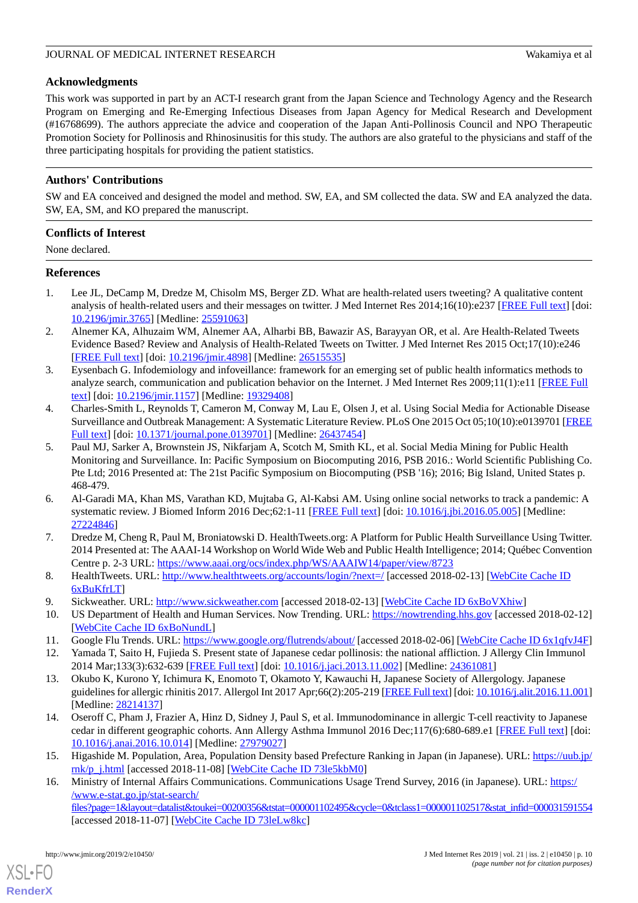## Acknowledgments

This work was supported in part by an ACT-I research grant from the Japan Science and Technology Agency and the Research Program on Emerging and Re-Emerging Infectious Diseases from Japan Agency for Medical Research and Development (#16768699). The authors appreciate the advice and cooperation of the Japan Anti-Pollinosis Council and NPO Therapeutic Promotion Society for Pollinosis and Rhinosinusitis for this study. The authors are also grateful to the physicians and staff of the three participating hospitals for providing the patient statistics.

## Authors' Contributions

SW and EA conceived and designed the model and method. SW, EA, and SM collected the data. SW and EA analyzed the data. SW, EA, SM, and KO prepared the manuscript.

## Conflicts of Interest

None declared.

## References

1. Lee JL, DeCamp M, Dredze M, Chisolm MS, Berger ZD. What are health-related users tweeting? A qualitative content analysis of health-related users and their messages on twitter. J Med Internet Res 2014;16(10):e237 [FREE Full text] [doi: 10.2196/jmir.3765] [Medline: 25591063]
2. Alnemer KA, Alhuzaim WM, Alnemer AA, Alharbi BB, Bawazir AS, Barayyan OR, et al. Are Health-Related Tweets Evidence Based? Review and Analysis of Health-Related Tweets on Twitter. J Med Internet Res 2015 Oct;17(10):e246 [FREE Full text] [doi: 10.2196/jmir.4898] [Medline: 26515535]
3. Eysenbach G. Infodemiology and infoveillance: framework for an emerging set of public health informatics methods to analyze search, communication and publication behavior on the Internet. J Med Internet Res 2009;11(1):e11 [FREE Full text] [doi: 10.2196/jmir.1157] [Medline: 19329408]
4. Charles-Smith L, Reynolds T, Cameron M, Conway M, Lau E, Olsen J, et al. Using Social Media for Actionable Disease Surveillance and Outbreak Management: A Systematic Literature Review. PLoS One 2015 Oct 05;10(10):e0139701 [FREE Full text] [doi: 10.1371/journal.pone.0139701] [Medline: 26437454]
5. Paul MJ, Sarker A, Brownstein JS, Nikfarjam A, Scotch M, Smith KL, et al. Social Media Mining for Public Health Monitoring and Surveillance. In: Pacific Symposium on Biocomputing 2016, PSB 2016.: World Scientific Publishing Co. Pte Ltd; 2016 Presented at: The 21st Pacific Symposium on Biocomputing (PSB '16); 2016; Big Island, United States p. 468-479.
6. Al-Garadi MA, Khan MS, Varathan KD, Mujtaba G, Al-Kabsi AM. Using online social networks to track a pandemic: A systematic review. J Biomed Inform 2016 Dec;62:1-11 [FREE Full text] [doi: 10.1016/j.jbi.2016.05.005] [Medline: 27224846]
7. Dredze M, Cheng R, Paul M, Broniatowski D. HealthTweets.org: A Platform for Public Health Surveillance Using Twitter. 2014 Presented at: The AAAI-14 Workshop on World Wide Web and Public Health Intelligence; 2014; Québec Convention Centre p. 2-3 URL: https://www.aaai.org/ocs/index.php/WS/AAAIW14/paper/view/8723
8. HealthTweets. URL: http://www.healthtweets.org/accounts/login/?next=/ [accessed 2018-02-13] [WebCite Cache ID 6xBuKfrLT]
9. Sickweather. URL: http://www.sickweather.com [accessed 2018-02-13] [WebCite Cache ID 6xBoVXhiw]
10. US Department of Health and Human Services. Now Trending. URL: https://nowtrending.hhs.gov [accessed 2018-02-12] [WebCite Cache ID 6xBoNundL]
11. Google Flu Trends. URL: https://www.google.org/flutrends/about/ [accessed 2018-02-06] [WebCite Cache ID 6x1qfvJ4F]
12. Yamada T, Saito H, Fujieda S. Present state of Japanese cedar pollinosis: the national affliction. J Allergy Clin Immunol 2014 Mar;133(3):632-639 [FREE Full text] [doi: 10.1016/j.jaci.2013.11.002] [Medline: 24361081]
13. Okubo K, Kurono Y, Ichimura K, Enomoto T, Okamoto Y, Kawauchi H, Japanese Society of Allergology. Japanese guidelines for allergic rhinitis 2017. Allergol Int 2017 Apr;66(2):205-219 [FREE Full text] [doi: 10.1016/j.alit.2016.11.001] [Medline: 28214137]
14. Oseroff C, Pham J, Frazier A, Hinz D, Sidney J, Paul S, et al. Immunodominance in allergic T-cell reactivity to Japanese cedar in different geographic cohorts. Ann Allergy Asthma Immunol 2016 Dec;117(6):680-689.e1 [FREE Full text] [doi: 10.1016/j.anai.2016.10.014] [Medline: 27979027]
15. Higashide M. Population, Area, Population Density based Prefecture Ranking in Japan (in Japanese). URL: https://uub.jp/rnk/p_j.html [accessed 2018-11-08] [WebCite Cache ID 73le5kbM0]
16. Ministry of Internal Affairs Communications. Communications Usage Trend Survey, 2016 (in Japanese). URL: https://www.e-stat.go.jp/stat-search/files?page=1&layout=datalist&toukei=00200356&tstat=000001102495&cycle=0&tclass1=000001102517&stat_infid=000031591554 [accessed 2018-11-07] [WebCite Cache ID 73leLw8kc]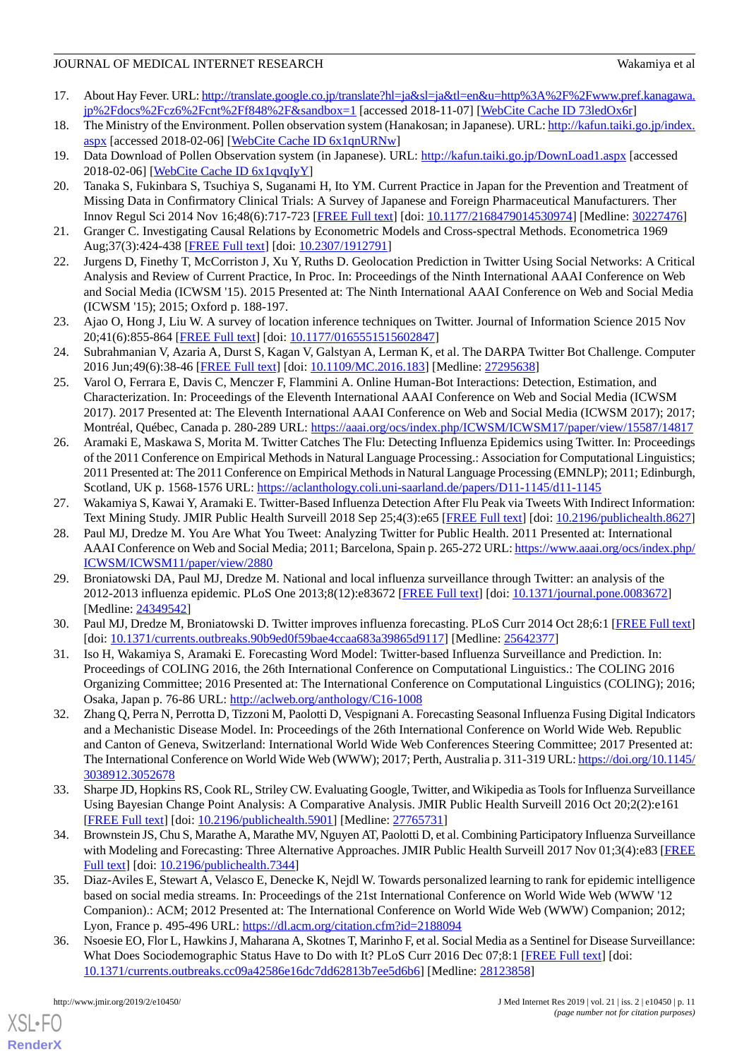17. About Hay Fever. URL: http://translate.google.co.jp/translate?hl=ja&sl=ja&tl=en&u=http%3A%2F%2Fwww.pref.kanagawa.jp%2Fdocs%2Fcz6%2Fcnt%2Ff848%2F&sandbox=1 [accessed 2018-11-07] [WebCite Cache ID 73ledOx6r]
18. The Ministry of the Environment. Pollen observation system (Hanakosan; in Japanese). URL: http://kafun.taiki.go.jp/index.aspx [accessed 2018-02-06] [WebCite Cache ID 6x1qnURNw]
19. Data Download of Pollen Observation system (in Japanese). URL: http://kafun.taiki.go.jp/DownLoad1.aspx [accessed 2018-02-06] [WebCite Cache ID 6x1qvqIyY]
20. Tanaka S, Fukinbara S, Tsuchiya S, Suganami H, Ito YM. Current Practice in Japan for the Prevention and Treatment of Missing Data in Confirmatory Clinical Trials: A Survey of Japanese and Foreign Pharmaceutical Manufacturers. Ther Innov Regul Sci 2014 Nov 16;48(6):717-723 [FREE Full text] [doi: 10.1177/2168479014530974] [Medline: 30227476]
21. Granger C. Investigating Causal Relations by Econometric Models and Cross-spectral Methods. Econometrica 1969 Aug;37(3):424-438 [FREE Full text] [doi: 10.2307/1912791]
22. Jurgens D, Finethy T, McCorriston J, Xu Y, Ruths D. Geolocation Prediction in Twitter Using Social Networks: A Critical Analysis and Review of Current Practice, In Proc. In: Proceedings of the Ninth International AAAI Conference on Web and Social Media (ICWSM '15). 2015 Presented at: The Ninth International AAAI Conference on Web and Social Media (ICWSM '15); 2015; Oxford p. 188-197.
23. Ajao O, Hong J, Liu W. A survey of location inference techniques on Twitter. Journal of Information Science 2015 Nov 20;41(6):855-864 [FREE Full text] [doi: 10.1177/0165551515602847]
24. Subrahmanian V, Azaria A, Durst S, Kagan V, Galstyan A, Lerman K, et al. The DARPA Twitter Bot Challenge. Computer 2016 Jun;49(6):38-46 [FREE Full text] [doi: 10.1109/MC.2016.183] [Medline: 27295638]
25. Varol O, Ferrara E, Davis C, Menczer F, Flammini A. Online Human-Bot Interactions: Detection, Estimation, and Characterization. In: Proceedings of the Eleventh International AAAI Conference on Web and Social Media (ICWSM 2017). 2017 Presented at: The Eleventh International AAAI Conference on Web and Social Media (ICWSM 2017); 2017; Montréal, Québec, Canada p. 280-289 URL: https://aaai.org/ocs/index.php/ICWSM/ICWSM17/paper/view/15587/14817
26. Aramaki E, Maskawa S, Morita M. Twitter Catches The Flu: Detecting Influenza Epidemics using Twitter. In: Proceedings of the 2011 Conference on Empirical Methods in Natural Language Processing.: Association for Computational Linguistics; 2011 Presented at: The 2011 Conference on Empirical Methods in Natural Language Processing (EMNLP); 2011; Edinburgh, Scotland, UK p. 1568-1576 URL: https://aclanthology.coli.uni-saarland.de/papers/D11-1145/d11-1145
27. Wakamiya S, Kawai Y, Aramaki E. Twitter-Based Influenza Detection After Flu Peak via Tweets With Indirect Information: Text Mining Study. JMIR Public Health Surveill 2018 Sep 25;4(3):e65 [FREE Full text] [doi: 10.2196/publichealth.8627]
28. Paul MJ, Dredze M. You Are What You Tweet: Analyzing Twitter for Public Health. 2011 Presented at: International AAAI Conference on Web and Social Media; 2011; Barcelona, Spain p. 265-272 URL: https://www.aaai.org/ocs/index.php/ICWSM/ICWSM11/paper/view/2880
29. Broniatowski DA, Paul MJ, Dredze M. National and local influenza surveillance through Twitter: an analysis of the 2012-2013 influenza epidemic. PLoS One 2013;8(12):e83672 [FREE Full text] [doi: 10.1371/journal.pone.0083672] [Medline: 24349542]
30. Paul MJ, Dredze M, Broniatowski D. Twitter improves influenza forecasting. PLoS Curr 2014 Oct 28;6:1 [FREE Full text] [doi: 10.1371/currents.outbreaks.90b9ed0f59bae4ccaa683a39865d9117] [Medline: 25642377]
31. Iso H, Wakamiya S, Aramaki E. Forecasting Word Model: Twitter-based Influenza Surveillance and Prediction. In: Proceedings of COLING 2016, the 26th International Conference on Computational Linguistics.: The COLING 2016 Organizing Committee; 2016 Presented at: The International Conference on Computational Linguistics (COLING); 2016; Osaka, Japan p. 76-86 URL: http://aclweb.org/anthology/C16-1008
32. Zhang Q, Perra N, Perrotta D, Tizzoni M, Paolotti D, Vespignani A. Forecasting Seasonal Influenza Fusing Digital Indicators and a Mechanistic Disease Model. In: Proceedings of the 26th International Conference on World Wide Web. Republic and Canton of Geneva, Switzerland: International World Wide Web Conferences Steering Committee; 2017 Presented at: The International Conference on World Wide Web (WWW); 2017; Perth, Australia p. 311-319 URL: https://doi.org/10.1145/3038912.3052678
33. Sharpe JD, Hopkins RS, Cook RL, Striley CW. Evaluating Google, Twitter, and Wikipedia as Tools for Influenza Surveillance Using Bayesian Change Point Analysis: A Comparative Analysis. JMIR Public Health Surveill 2016 Oct 20;2(2):e161 [FREE Full text] [doi: 10.2196/publichealth.5901] [Medline: 27765731]
34. Brownstein JS, Chu S, Marathe A, Marathe MV, Nguyen AT, Paolotti D, et al. Combining Participatory Influenza Surveillance with Modeling and Forecasting: Three Alternative Approaches. JMIR Public Health Surveill 2017 Nov 01;3(4):e83 [FREE Full text] [doi: 10.2196/publichealth.7344]
35. Diaz-Aviles E, Stewart A, Velasco E, Denecke K, Nejdl W. Towards personalized learning to rank for epidemic intelligence based on social media streams. In: Proceedings of the 21st International Conference on World Wide Web (WWW '12 Companion).: ACM; 2012 Presented at: The International Conference on World Wide Web (WWW) Companion; 2012; Lyon, France p. 495-496 URL: https://dl.acm.org/citation.cfm?id=2188094
36. Nsoesie EO, Flor L, Hawkins J, Maharana A, Skotnes T, Marinho F, et al. Social Media as a Sentinel for Disease Surveillance: What Does Sociodemographic Status Have to Do with It? PLoS Curr 2016 Dec 07;8:1 [FREE Full text] [doi: 10.1371/currents.outbreaks.cc09a42586e16dc7dd62813b7ee5d6b6] [Medline: 28123858]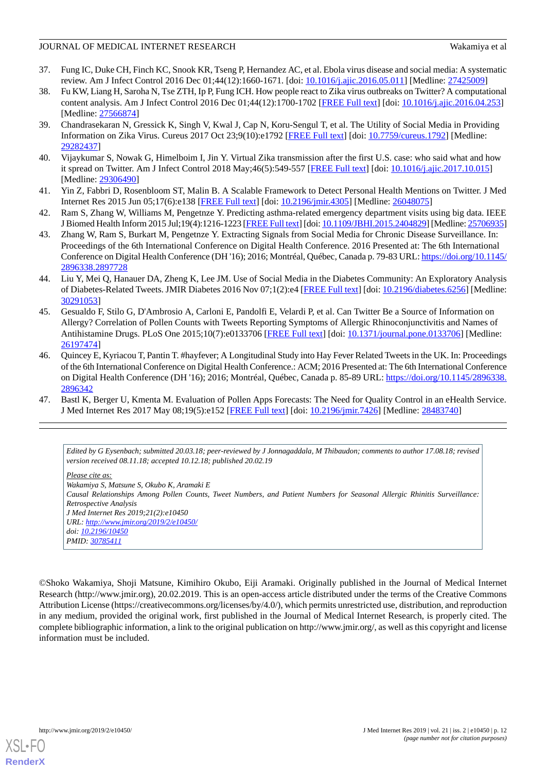37. Fung IC, Duke CH, Finch KC, Snook KR, Tseng P, Hernandez AC, et al. Ebola virus disease and social media: A systematic review. Am J Infect Control 2016 Dec 01;44(12):1660-1671. [doi: 10.1016/j.ajic.2016.05.011] [Medline: 27425009]
38. Fu KW, Liang H, Saroha N, Tse ZTH, Ip P, Fung ICH. How people react to Zika virus outbreaks on Twitter? A computational content analysis. Am J Infect Control 2016 Dec 01;44(12):1700-1702 [FREE Full text] [doi: 10.1016/j.ajic.2016.04.253] [Medline: 27566874]
39. Chandrasekaran N, Gressick K, Singh V, Kwal J, Cap N, Koru-Sengul T, et al. The Utility of Social Media in Providing Information on Zika Virus. Cureus 2017 Oct 23;9(10):e1792 [FREE Full text] [doi: 10.7759/cureus.1792] [Medline: 29282437]
40. Vijaykumar S, Nowak G, Himelboim I, Jin Y. Virtual Zika transmission after the first U.S. case: who said what and how it spread on Twitter. Am J Infect Control 2018 May;46(5):549-557 [FREE Full text] [doi: 10.1016/j.ajic.2017.10.015] [Medline: 29306490]
41. Yin Z, Fabbri D, Rosenbloom ST, Malin B. A Scalable Framework to Detect Personal Health Mentions on Twitter. J Med Internet Res 2015 Jun 05;17(6):e138 [FREE Full text] [doi: 10.2196/jmir.4305] [Medline: 26048075]
42. Ram S, Zhang W, Williams M, Pengetnze Y. Predicting asthma-related emergency department visits using big data. IEEE J Biomed Health Inform 2015 Jul;19(4):1216-1223 [FREE Full text] [doi: 10.1109/JBHI.2015.2404829] [Medline: 25706935]
43. Zhang W, Ram S, Burkart M, Pengetnze Y. Extracting Signals from Social Media for Chronic Disease Surveillance. In: Proceedings of the 6th International Conference on Digital Health Conference. 2016 Presented at: The 6th International Conference on Digital Health Conference (DH '16); 2016; Montréal, Québec, Canada p. 79-83 URL: https://doi.org/10.1145/2896338.2897728
44. Liu Y, Mei Q, Hanauer DA, Zheng K, Lee JM. Use of Social Media in the Diabetes Community: An Exploratory Analysis of Diabetes-Related Tweets. JMIR Diabetes 2016 Nov 07;1(2):e4 [FREE Full text] [doi: 10.2196/diabetes.6256] [Medline: 30291053]
45. Gesualdo F, Stilo G, D'Ambrosio A, Carloni E, Pandolfi E, Velardi P, et al. Can Twitter Be a Source of Information on Allergy? Correlation of Pollen Counts with Tweets Reporting Symptoms of Allergic Rhinoconjunctivitis and Names of Antihistamine Drugs. PLoS One 2015;10(7):e0133706 [FREE Full text] [doi: 10.1371/journal.pone.0133706] [Medline: 26197474]
46. Quincey E, Kyriacou T, Pantin T. #hayfever; A Longitudinal Study into Hay Fever Related Tweets in the UK. In: Proceedings of the 6th International Conference on Digital Health Conference.: ACM; 2016 Presented at: The 6th International Conference on Digital Health Conference (DH '16); 2016; Montréal, Québec, Canada p. 85-89 URL: https://doi.org/10.1145/2896338.2896342
47. Bastl K, Berger U, Kmenta M. Evaluation of Pollen Apps Forecasts: The Need for Quality Control in an eHealth Service. J Med Internet Res 2017 May 08;19(5):e152 [FREE Full text] [doi: 10.2196/jmir.7426] [Medline: 28483740]

---

*Edited by G Eysenbach; submitted 20.03.18; peer-reviewed by J Jonnagaddala, M Thibaudon; comments to author 17.08.18; revised version received 08.11.18; accepted 10.12.18; published 20.02.19*

*Please cite as:*
*Wakamiya S, Matsune S, Okubo K, Aramaki E*
*Causal Relationships Among Pollen Counts, Tweet Numbers, and Patient Numbers for Seasonal Allergic Rhinitis Surveillance: Retrospective Analysis*
*J Med Internet Res 2019;21(2):e10450*
*URL: http://www.jmir.org/2019/2/e10450/*
*doi: 10.2196/10450*
*PMID: 30785411*

©Shoko Wakamiya, Shoji Matsune, Kimihiro Okubo, Eiji Aramaki. Originally published in the Journal of Medical Internet Research (http://www.jmir.org), 20.02.2019. This is an open-access article distributed under the terms of the Creative Commons Attribution License (https://creativecommons.org/licenses/by/4.0/), which permits unrestricted use, distribution, and reproduction in any medium, provided the original work, first published in the Journal of Medical Internet Research, is properly cited. The complete bibliographic information, a link to the original publication on http://www.jmir.org/, as well as this copyright and license information must be included.